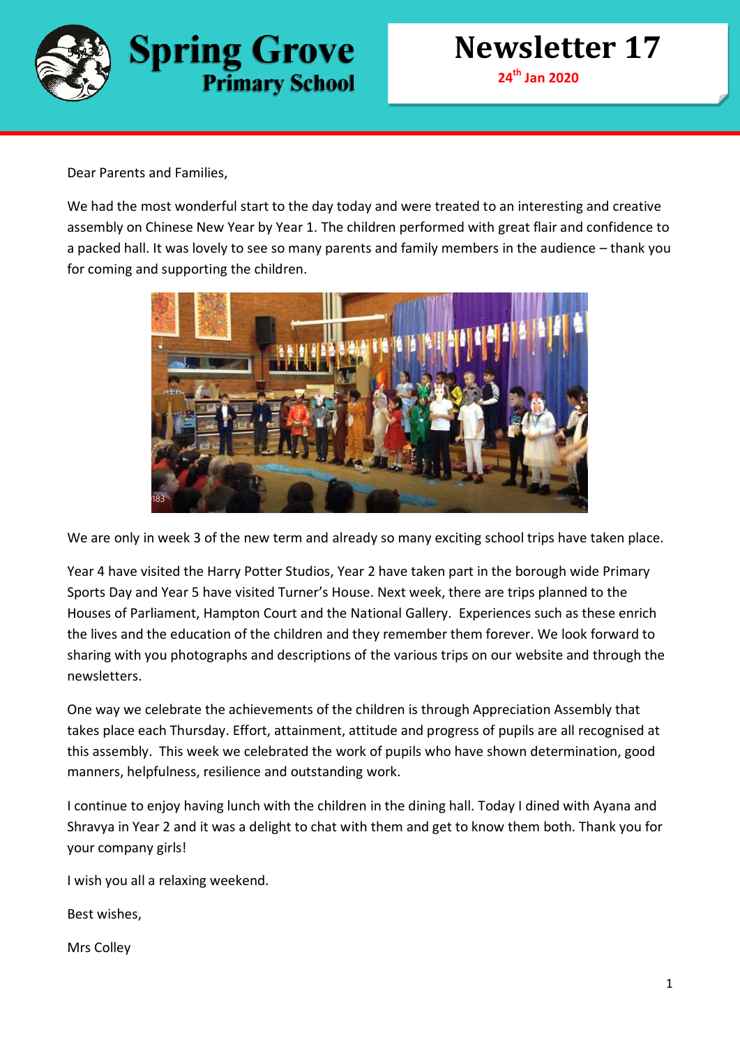# Spring Grove Primary School

## Newsletter 17

**24th Jan 2020**

Dear Parents and Families,

We had the most wonderful start to the day today and were treated to an interesting and creative assembly on Chinese New Year by Year 1. The children performed with great flair and confidence to a packed hall. It was lovely to see so many parents and family members in the audience – thank you for coming and supporting the children.

We are only in week 3 of the new term and already so many exciting school trips have taken place.

Year 4 have visited the Harry Potter Studios, Year 2 have taken part in the borough wide Primary Sports Day and Year 5 have visited Turner's House. Next week, there are trips planned to the Houses of Parliament, Hampton Court and the National Gallery. Experiences such as these enrich the lives and the education of the children and they remember them forever. We look forward to sharing with you photographs and descriptions of the various trips on our website and through the newsletters.

One way we celebrate the achievements of the children is through Appreciation Assembly that takes place each Thursday. Effort, attainment, attitude and progress of pupils are all recognised at this assembly. This week we celebrated the work of pupils who have shown determination, good manners, helpfulness, resilience and outstanding work.

I continue to enjoy having lunch with the children in the dining hall. Today I dined with Ayana and Shravya in Year 2 and it was a delight to chat with them and get to know them both. Thank you for your company girls!

I wish you all a relaxing weekend.

Best wishes,

Mrs Colley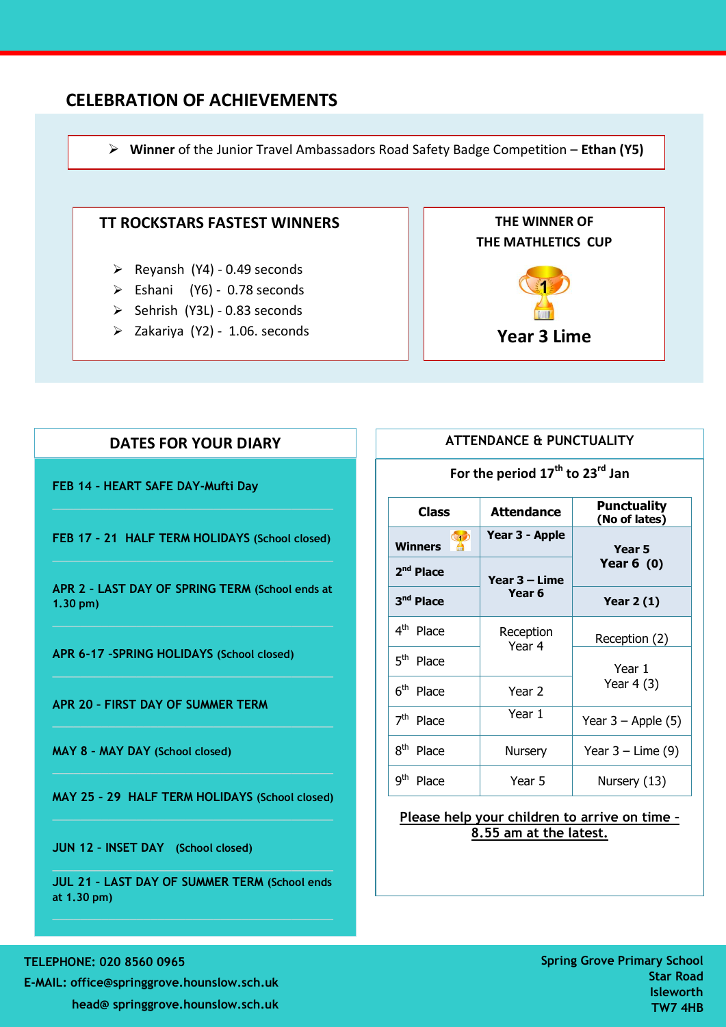## CELEBRATION OF ACHIEVEMENTS

- **Winner** of the Junior Travel Ambassadors Road Safety Badge Competition – **Ethan (Y5)**

### TT ROCKSTARS FASTEST WINNERS

- Reyansh (Y4) - 0.49 seconds
- Eshani (Y6) - 0.78 seconds
- Sehrish (Y3L) - 0.83 seconds
- Zakariya (Y2) - 1.06. seconds

### THE WINNER OF THE MATHLETICS CUP

**Year 3 Lime**

## DATES FOR YOUR DIARY

**FEB 14 - HEART SAFE DAY-Mufti Day**

**FEB 17 - 21 HALF TERM HOLIDAYS** (School closed)

**APR 2 - LAST DAY OF SPRING TERM** (School ends at 1.30 pm)

**APR 6-17 -SPRING HOLIDAYS** (School closed)

**APR 20 - FIRST DAY OF SUMMER TERM**

**MAY 8 - MAY DAY** (School closed)

**MAY 25 - 29 HALF TERM HOLIDAYS** (School closed)

**JUN 12 - INSET DAY** (School closed)

**JUL 21 - LAST DAY OF SUMMER TERM** (School ends at 1.30 pm)

## ATTENDANCE & PUNCTUALITY

**For the period 17th to 23rd Jan**

| Class | Attendance | Punctuality (No of lates) |
|---|---|---|
| **Winners** | **Year 3 - Apple** | **Year 5**<br>**Year 6 (0)** |
| **2nd Place** | **Year 3 – Lime**<br>**Year 6** | |
| **3rd Place** | | **Year 2 (1)** |
| 4th Place | Reception<br>Year 4 | Reception (2) |
| 5th Place | | Year 1<br>Year 4 (3) |
| 6th Place | Year 2 | |
| 7th Place | Year 1 | Year 3 – Apple (5) |
| 8th Place | Nursery | Year 3 – Lime (9) |
| 9th Place | Year 5 | Nursery (13) |

**Please help your children to arrive on time - 8.55 am at the latest.**

**TELEPHONE:** 020 8560 0965
**E-MAIL:** office@springgrove.hounslow.sch.uk
head@ springgrove.hounslow.sch.uk

**Spring Grove Primary School**
**Star Road**
**Isleworth**
**TW7 4HB**